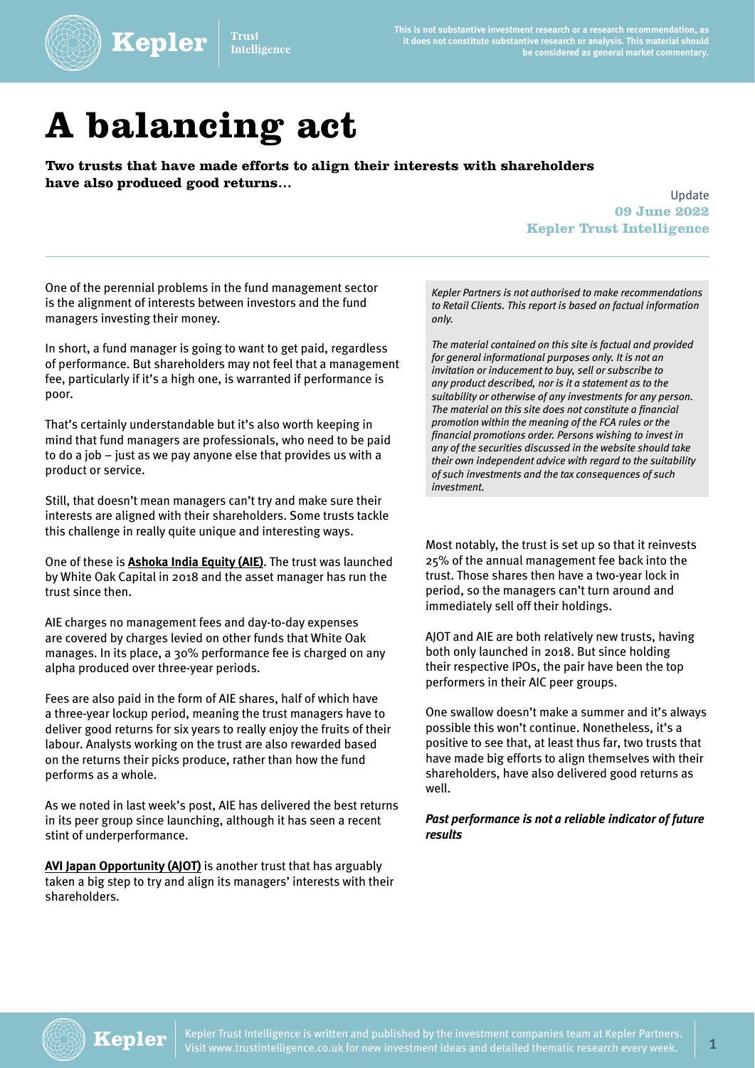This is not substantive investment research or a research recommendation, as it does not constitute substantive research or analysis. This material should be considered as general market commentary.

# A balancing act

**Two trusts that have made efforts to align their interests with shareholders have also produced good returns...**

Update
**09 June 2022**
**Kepler Trust Intelligence**

*Kepler Partners is not authorised to make recommendations to Retail Clients. This report is based on factual information only.*

*The material contained on this site is factual and provided for general informational purposes only. It is not an invitation or inducement to buy, sell or subscribe to any product described, nor is it a statement as to the suitability or otherwise of any investments for any person. The material on this site does not constitute a financial promotion within the meaning of the FCA rules or the financial promotions order. Persons wishing to invest in any of the securities discussed in the website should take their own independent advice with regard to the suitability of such investments and the tax consequences of such investment.*

One of the perennial problems in the fund management sector is the alignment of interests between investors and the fund managers investing their money.

In short, a fund manager is going to want to get paid, regardless of performance. But shareholders may not feel that a management fee, particularly if it's a high one, is warranted if performance is poor.

That's certainly understandable but it's also worth keeping in mind that fund managers are professionals, who need to be paid to do a job – just as we pay anyone else that provides us with a product or service.

Still, that doesn't mean managers can't try and make sure their interests are aligned with their shareholders. Some trusts tackle this challenge in really quite unique and interesting ways.

One of these is **Ashoka India Equity (AIE)**. The trust was launched by White Oak Capital in 2018 and the asset manager has run the trust since then.

AIE charges no management fees and day-to-day expenses are covered by charges levied on other funds that White Oak manages. In its place, a 30% performance fee is charged on any alpha produced over three-year periods.

Fees are also paid in the form of AIE shares, half of which have a three-year lockup period, meaning the trust managers have to deliver good returns for six years to really enjoy the fruits of their labour. Analysts working on the trust are also rewarded based on the returns their picks produce, rather than how the fund performs as a whole.

As we noted in last week's post, AIE has delivered the best returns in its peer group since launching, although it has seen a recent stint of underperformance.

**AVI Japan Opportunity (AJOT)** is another trust that has arguably taken a big step to try and align its managers' interests with their shareholders.

Most notably, the trust is set up so that it reinvests 25% of the annual management fee back into the trust. Those shares then have a two-year lock in period, so the managers can't turn around and immediately sell off their holdings.

AJOT and AIE are both relatively new trusts, having both only launched in 2018. But since holding their respective IPOs, the pair have been the top performers in their AIC peer groups.

One swallow doesn't make a summer and it's always possible this won't continue. Nonetheless, it's a positive to see that, at least thus far, two trusts that have made big efforts to align themselves with their shareholders, have also delivered good returns as well.

***Past performance is not a reliable indicator of future results***

Kepler Trust Intelligence is written and published by the investment companies team at Kepler Partners. Visit www.trustintelligence.co.uk for new investment ideas and detailed thematic research every week.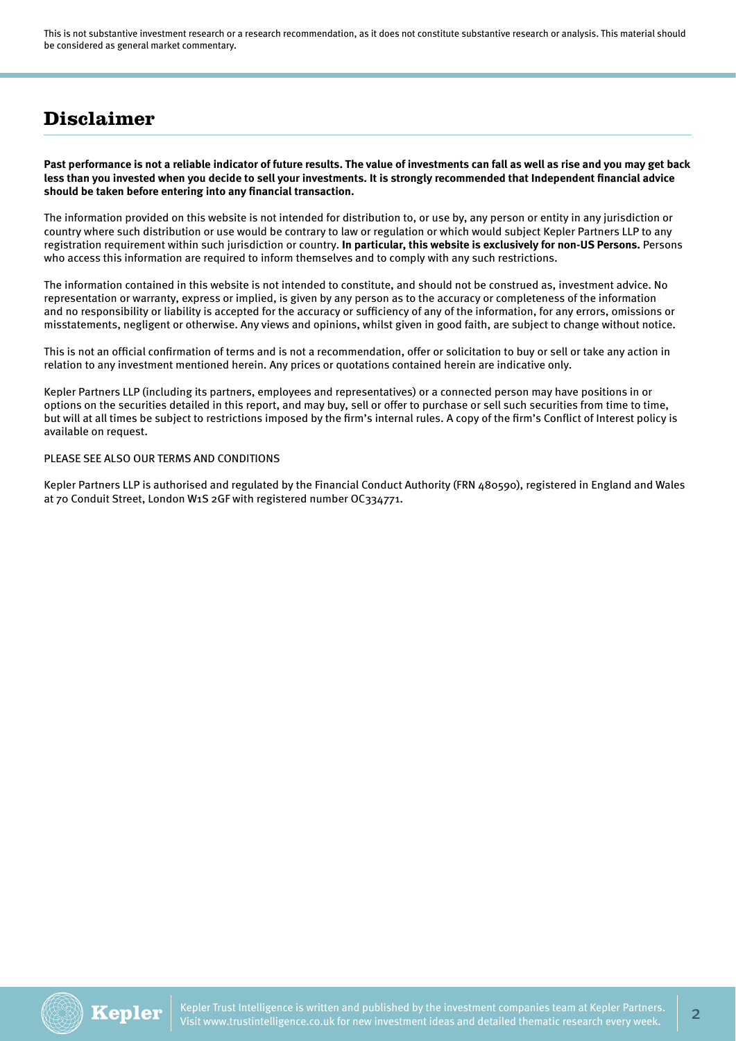This is not substantive investment research or a research recommendation, as it does not constitute substantive research or analysis. This material should be considered as general market commentary.

# Disclaimer

**Past performance is not a reliable indicator of future results. The value of investments can fall as well as rise and you may get back less than you invested when you decide to sell your investments. It is strongly recommended that Independent financial advice should be taken before entering into any financial transaction.**

The information provided on this website is not intended for distribution to, or use by, any person or entity in any jurisdiction or country where such distribution or use would be contrary to law or regulation or which would subject Kepler Partners LLP to any registration requirement within such jurisdiction or country. **In particular, this website is exclusively for non-US Persons.** Persons who access this information are required to inform themselves and to comply with any such restrictions.

The information contained in this website is not intended to constitute, and should not be construed as, investment advice. No representation or warranty, express or implied, is given by any person as to the accuracy or completeness of the information and no responsibility or liability is accepted for the accuracy or sufficiency of any of the information, for any errors, omissions or misstatements, negligent or otherwise. Any views and opinions, whilst given in good faith, are subject to change without notice.

This is not an official confirmation of terms and is not a recommendation, offer or solicitation to buy or sell or take any action in relation to any investment mentioned herein. Any prices or quotations contained herein are indicative only.

Kepler Partners LLP (including its partners, employees and representatives) or a connected person may have positions in or options on the securities detailed in this report, and may buy, sell or offer to purchase or sell such securities from time to time, but will at all times be subject to restrictions imposed by the firm's internal rules. A copy of the firm's Conflict of Interest policy is available on request.

PLEASE SEE ALSO OUR TERMS AND CONDITIONS

Kepler Partners LLP is authorised and regulated by the Financial Conduct Authority (FRN 480590), registered in England and Wales at 70 Conduit Street, London W1S 2GF with registered number OC334771.